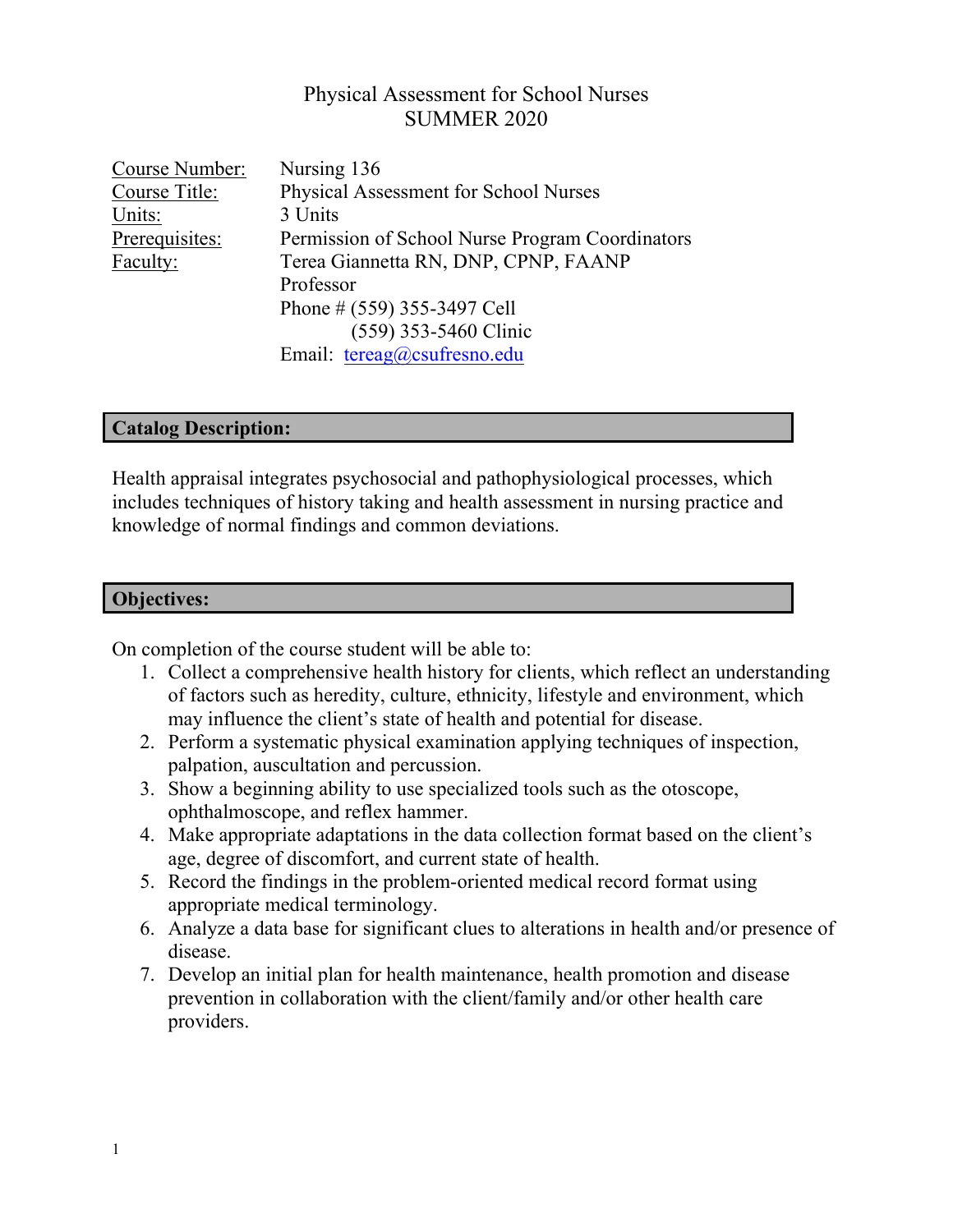# Physical Assessment for School Nurses
## SUMMER 2020

| | |
|---|---|
| Course Number: | Nursing 136 |
| Course Title: | Physical Assessment for School Nurses |
| Units: | 3 Units |
| Prerequisites: | Permission of School Nurse Program Coordinators |
| Faculty: | Terea Giannetta RN, DNP, CPNP, FAANP<br>Professor<br>Phone # (559) 355-3497 Cell<br>(559) 353-5460 Clinic<br>Email: tereag@csufresno.edu |

## Catalog Description:

Health appraisal integrates psychosocial and pathophysiological processes, which includes techniques of history taking and health assessment in nursing practice and knowledge of normal findings and common deviations.

## Objectives:

On completion of the course student will be able to:

1. Collect a comprehensive health history for clients, which reflect an understanding of factors such as heredity, culture, ethnicity, lifestyle and environment, which may influence the client's state of health and potential for disease.
2. Perform a systematic physical examination applying techniques of inspection, palpation, auscultation and percussion.
3. Show a beginning ability to use specialized tools such as the otoscope, ophthalmoscope, and reflex hammer.
4. Make appropriate adaptations in the data collection format based on the client's age, degree of discomfort, and current state of health.
5. Record the findings in the problem-oriented medical record format using appropriate medical terminology.
6. Analyze a data base for significant clues to alterations in health and/or presence of disease.
7. Develop an initial plan for health maintenance, health promotion and disease prevention in collaboration with the client/family and/or other health care providers.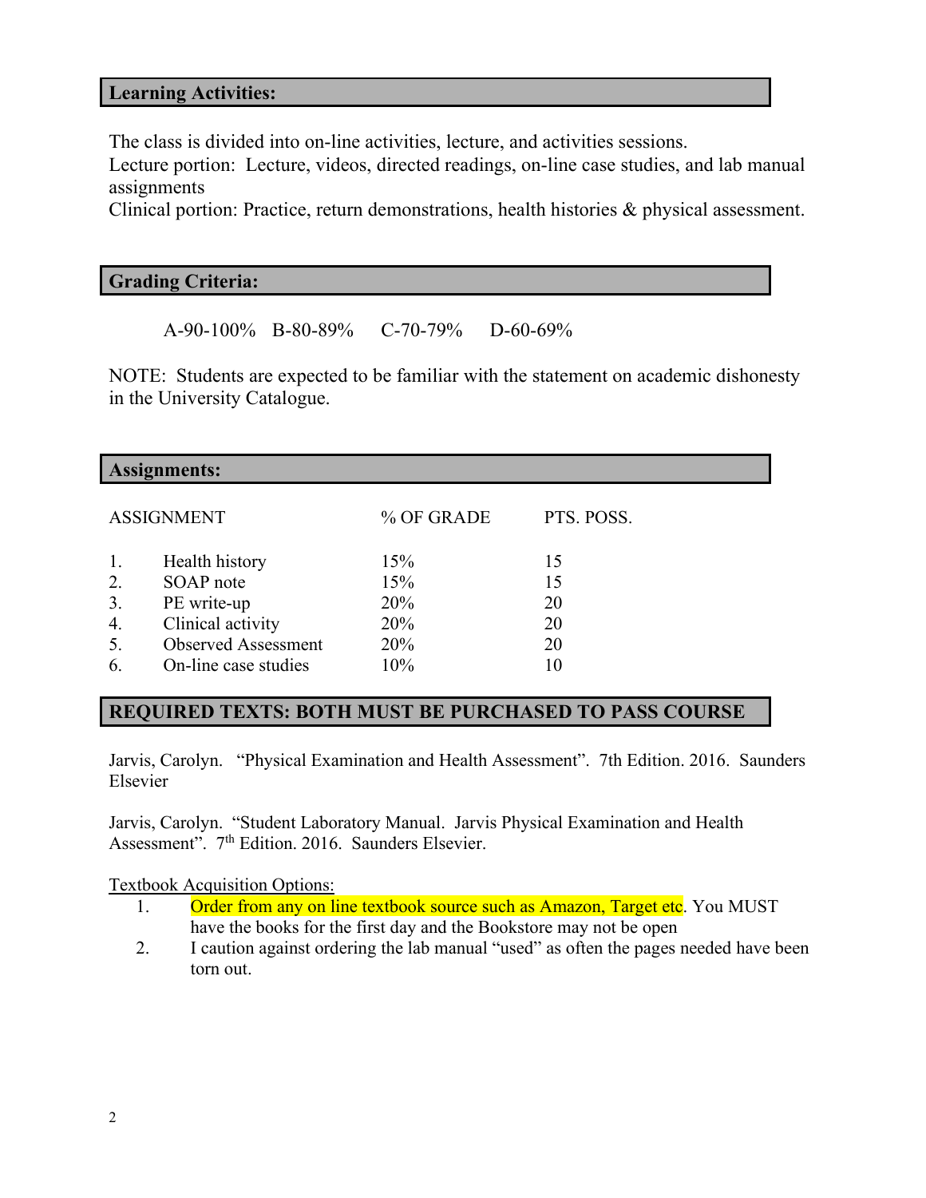## Learning Activities:

The class is divided into on-line activities, lecture, and activities sessions.
Lecture portion: Lecture, videos, directed readings, on-line case studies, and lab manual assignments
Clinical portion: Practice, return demonstrations, health histories & physical assessment.

## Grading Criteria:

A-90-100% B-80-89% C-70-79% D-60-69%

NOTE: Students are expected to be familiar with the statement on academic dishonesty in the University Catalogue.

## Assignments:

| | ASSIGNMENT | % OF GRADE | PTS. POSS. |
|---|---|---|---|
| 1. | Health history | 15% | 15 |
| 2. | SOAP note | 15% | 15 |
| 3. | PE write-up | 20% | 20 |
| 4. | Clinical activity | 20% | 20 |
| 5. | Observed Assessment | 20% | 20 |
| 6. | On-line case studies | 10% | 10 |

## REQUIRED TEXTS: BOTH MUST BE PURCHASED TO PASS COURSE

Jarvis, Carolyn. "Physical Examination and Health Assessment". 7th Edition. 2016. Saunders Elsevier

Jarvis, Carolyn. "Student Laboratory Manual. Jarvis Physical Examination and Health Assessment". 7th Edition. 2016. Saunders Elsevier.

Textbook Acquisition Options:

1. Order from any on line textbook source such as Amazon, Target etc. You MUST have the books for the first day and the Bookstore may not be open
2. I caution against ordering the lab manual "used" as often the pages needed have been torn out.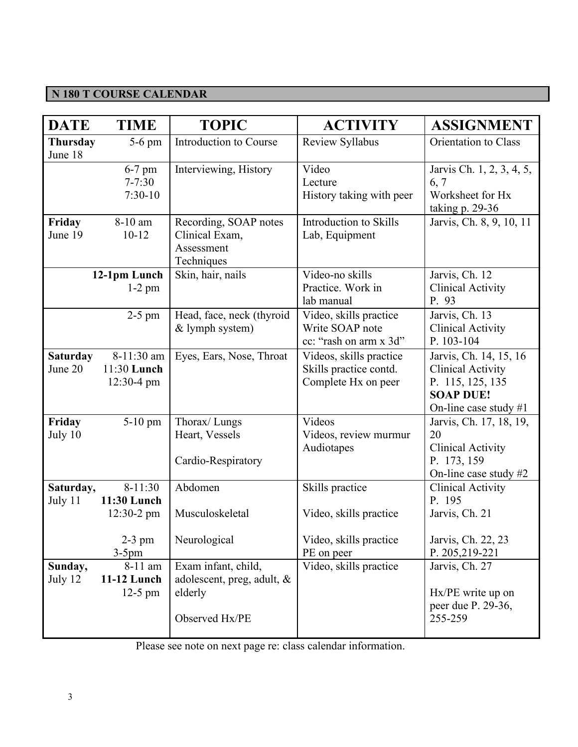## N 180 T COURSE CALENDAR

| DATE | TIME | TOPIC | ACTIVITY | ASSIGNMENT |
|---|---|---|---|---|
| **Thursday** June 18 | 5-6 pm | Introduction to Course | Review Syllabus | Orientation to Class |
| | 6-7 pm<br>7-7:30<br>7:30-10 | Interviewing, History | Video<br>Lecture<br>History taking with peer | Jarvis Ch. 1, 2, 3, 4, 5, 6, 7<br>Worksheet for Hx taking p. 29-36 |
| **Friday** June 19 | 8-10 am<br>10-12 | Recording, SOAP notes<br>Clinical Exam, Assessment Techniques | Introduction to Skills Lab, Equipment | Jarvis, Ch. 8, 9, 10, 11 |
| | **12-1pm Lunch**<br>1-2 pm | Skin, hair, nails | Video-no skills Practice. Work in lab manual | Jarvis, Ch. 12<br>Clinical Activity P. 93 |
| | 2-5 pm | Head, face, neck (thyroid & lymph system) | Video, skills practice<br>Write SOAP note cc: "rash on arm x 3d" | Jarvis, Ch. 13<br>Clinical Activity P. 103-104 |
| **Saturday** June 20 | 8-11:30 am<br>11:30 **Lunch**<br>12:30-4 pm | Eyes, Ears, Nose, Throat | Videos, skills practice<br>Skills practice contd.<br>Complete Hx on peer | Jarvis, Ch. 14, 15, 16<br>Clinical Activity P. 115, 125, 135<br>**SOAP DUE!**<br>On-line case study #1 |
| **Friday** July 10 | 5-10 pm | Thorax/ Lungs<br>Heart, Vessels<br><br>Cardio-Respiratory | Videos<br>Videos, review murmur Audiotapes | Jarvis, Ch. 17, 18, 19, 20<br>Clinical Activity P. 173, 159<br>On-line case study #2 |
| **Saturday,** July 11 | 8-11:30<br>**11:30 Lunch**<br>12:30-2 pm<br><br>2-3 pm<br>3-5pm | Abdomen<br><br>Musculoskeletal<br><br>Neurological | Skills practice<br><br>Video, skills practice<br><br>Video, skills practice<br>PE on peer | Clinical Activity P. 195<br>Jarvis, Ch. 21<br><br>Jarvis, Ch. 22, 23<br>P. 205,219-221 |
| **Sunday,** July 12 | 8-11 am<br>**11-12 Lunch**<br>12-5 pm | Exam infant, child, adolescent, preg, adult, & elderly<br><br>Observed Hx/PE | Video, skills practice | Jarvis, Ch. 27<br><br>Hx/PE write up on peer due P. 29-36, 255-259 |

Please see note on next page re: class calendar information.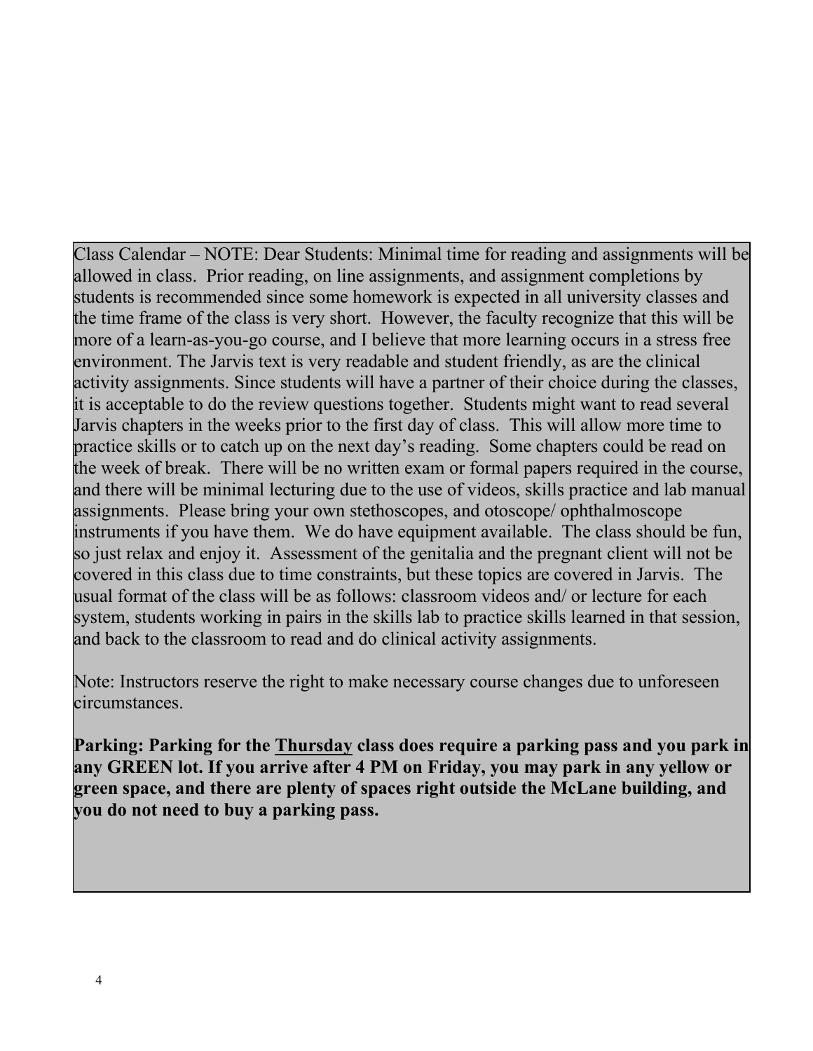Class Calendar – NOTE: Dear Students: Minimal time for reading and assignments will be allowed in class. Prior reading, on line assignments, and assignment completions by students is recommended since some homework is expected in all university classes and the time frame of the class is very short. However, the faculty recognize that this will be more of a learn-as-you-go course, and I believe that more learning occurs in a stress free environment. The Jarvis text is very readable and student friendly, as are the clinical activity assignments. Since students will have a partner of their choice during the classes, it is acceptable to do the review questions together. Students might want to read several Jarvis chapters in the weeks prior to the first day of class. This will allow more time to practice skills or to catch up on the next day's reading. Some chapters could be read on the week of break. There will be no written exam or formal papers required in the course, and there will be minimal lecturing due to the use of videos, skills practice and lab manual assignments. Please bring your own stethoscopes, and otoscope/ ophthalmoscope instruments if you have them. We do have equipment available. The class should be fun, so just relax and enjoy it. Assessment of the genitalia and the pregnant client will not be covered in this class due to time constraints, but these topics are covered in Jarvis. The usual format of the class will be as follows: classroom videos and/ or lecture for each system, students working in pairs in the skills lab to practice skills learned in that session, and back to the classroom to read and do clinical activity assignments.

Note: Instructors reserve the right to make necessary course changes due to unforeseen circumstances.

**Parking: Parking for the <u>Thursday</u> class does require a parking pass and you park in any GREEN lot. If you arrive after 4 PM on Friday, you may park in any yellow or green space, and there are plenty of spaces right outside the McLane building, and you do not need to buy a parking pass.**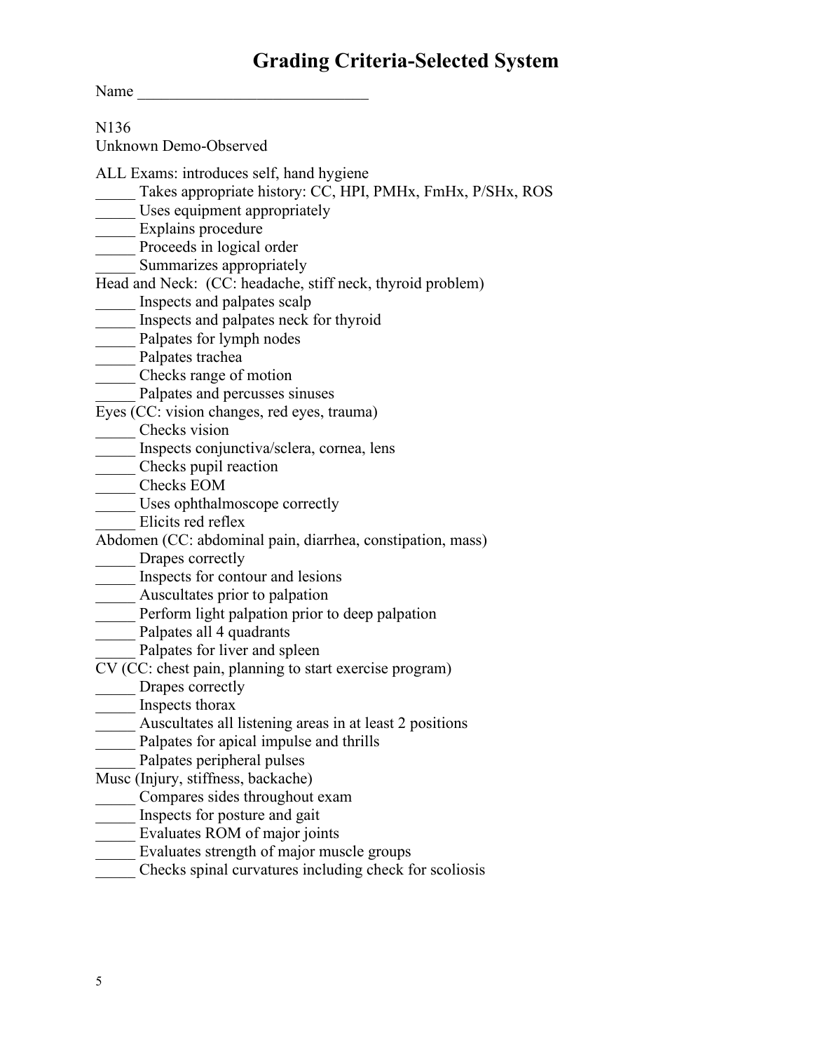# Grading Criteria-Selected System

Name _____________________________

N136
Unknown Demo-Observed

ALL Exams: introduces self, hand hygiene

_____ Takes appropriate history: CC, HPI, PMHx, FmHx, P/SHx, ROS
_____ Uses equipment appropriately
_____ Explains procedure
_____ Proceeds in logical order
_____ Summarizes appropriately

Head and Neck: (CC: headache, stiff neck, thyroid problem)

_____ Inspects and palpates scalp
_____ Inspects and palpates neck for thyroid
_____ Palpates for lymph nodes
_____ Palpates trachea
_____ Checks range of motion
_____ Palpates and percusses sinuses

Eyes (CC: vision changes, red eyes, trauma)

_____ Checks vision
_____ Inspects conjunctiva/sclera, cornea, lens
_____ Checks pupil reaction
_____ Checks EOM
_____ Uses ophthalmoscope correctly
_____ Elicits red reflex

Abdomen (CC: abdominal pain, diarrhea, constipation, mass)

_____ Drapes correctly
_____ Inspects for contour and lesions
_____ Auscultates prior to palpation
_____ Perform light palpation prior to deep palpation
_____ Palpates all 4 quadrants
_____ Palpates for liver and spleen

CV (CC: chest pain, planning to start exercise program)

_____ Drapes correctly
_____ Inspects thorax
_____ Auscultates all listening areas in at least 2 positions
_____ Palpates for apical impulse and thrills
_____ Palpates peripheral pulses

Musc (Injury, stiffness, backache)

_____ Compares sides throughout exam
_____ Inspects for posture and gait
_____ Evaluates ROM of major joints
_____ Evaluates strength of major muscle groups
_____ Checks spinal curvatures including check for scoliosis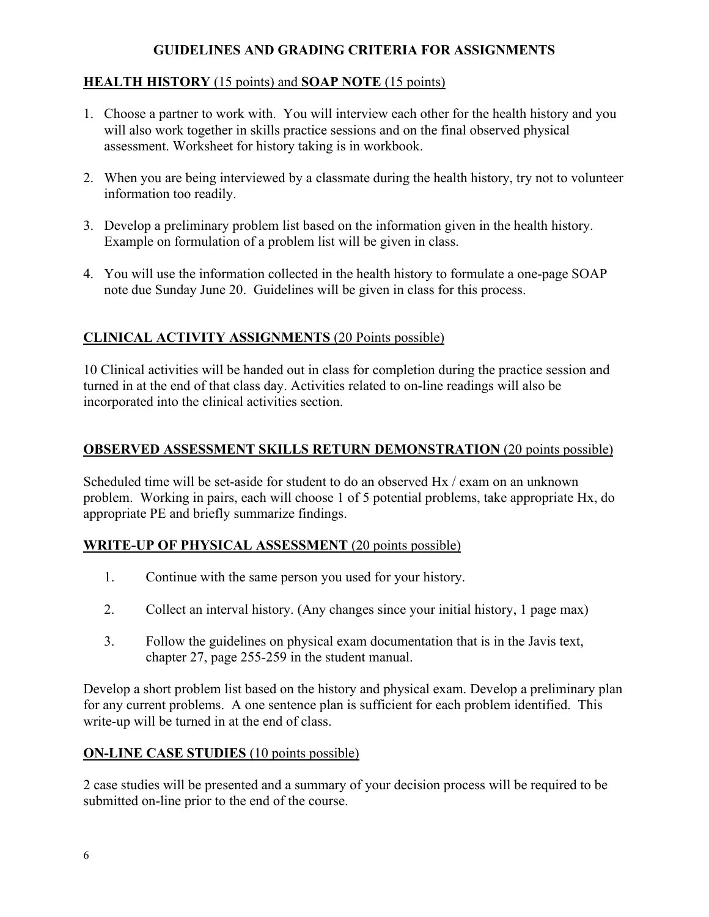# GUIDELINES AND GRADING CRITERIA FOR ASSIGNMENTS

## **HEALTH HISTORY** (15 points) and **SOAP NOTE** (15 points)

1. Choose a partner to work with. You will interview each other for the health history and you will also work together in skills practice sessions and on the final observed physical assessment. Worksheet for history taking is in workbook.
2. When you are being interviewed by a classmate during the health history, try not to volunteer information too readily.
3. Develop a preliminary problem list based on the information given in the health history. Example on formulation of a problem list will be given in class.
4. You will use the information collected in the health history to formulate a one-page SOAP note due Sunday June 20. Guidelines will be given in class for this process.

## **CLINICAL ACTIVITY ASSIGNMENTS** (20 Points possible)

10 Clinical activities will be handed out in class for completion during the practice session and turned in at the end of that class day. Activities related to on-line readings will also be incorporated into the clinical activities section.

## **OBSERVED ASSESSMENT SKILLS RETURN DEMONSTRATION** (20 points possible)

Scheduled time will be set-aside for student to do an observed Hx / exam on an unknown problem. Working in pairs, each will choose 1 of 5 potential problems, take appropriate Hx, do appropriate PE and briefly summarize findings.

## **WRITE-UP OF PHYSICAL ASSESSMENT** (20 points possible)

1. Continue with the same person you used for your history.
2. Collect an interval history. (Any changes since your initial history, 1 page max)
3. Follow the guidelines on physical exam documentation that is in the Javis text, chapter 27, page 255-259 in the student manual.

Develop a short problem list based on the history and physical exam. Develop a preliminary plan for any current problems. A one sentence plan is sufficient for each problem identified. This write-up will be turned in at the end of class.

## **ON-LINE CASE STUDIES** (10 points possible)

2 case studies will be presented and a summary of your decision process will be required to be submitted on-line prior to the end of the course.